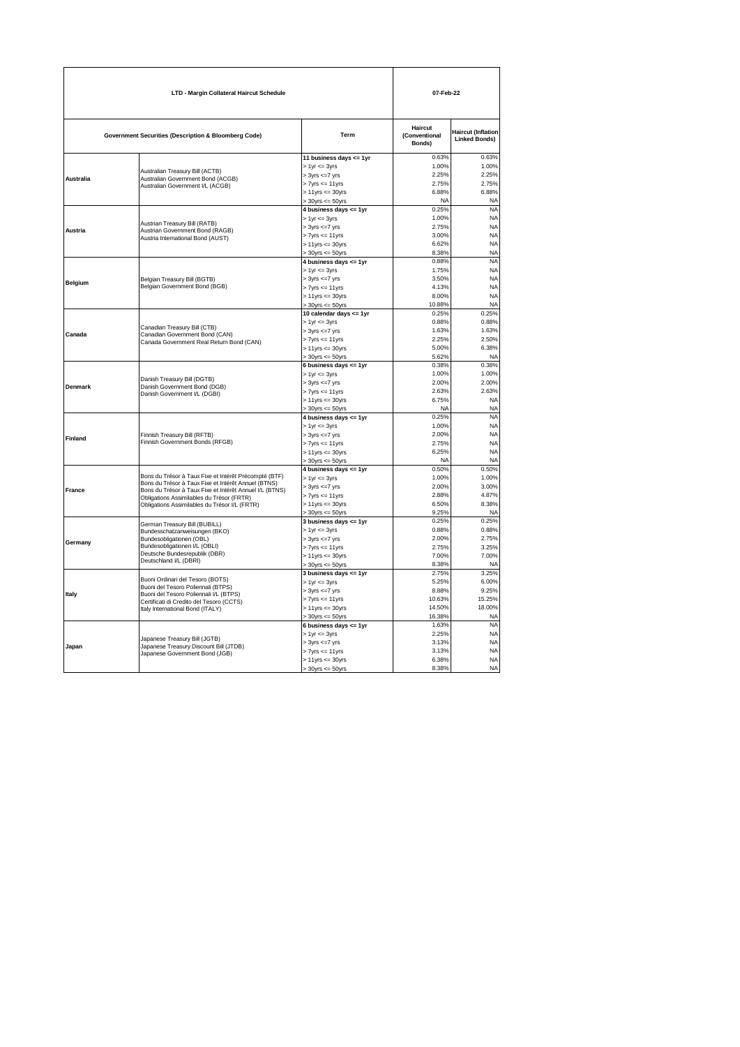| LTD - Margin Collateral Haircut Schedule | | | 07-Feb-22 | |
|---|---|---|---|---|
| Government Securities (Description & Bloomberg Code) | | Term | Haircut (Conventional Bonds) | Haircut (Inflation Linked Bonds) |
| Australia | Australian Treasury Bill (ACTB)<br>Australian Government Bond (ACGB)<br>Australian Government I/L (ACGB) | **11 business days <= 1yr** | 0.63% | 0.63% |
| | | > 1yr <= 3yrs | 1.00% | 1.00% |
| | | > 3yrs <=7 yrs | 2.25% | 2.25% |
| | | > 7yrs <= 11yrs | 2.75% | 2.75% |
| | | > 11yrs <= 30yrs | 6.88% | 6.88% |
| | | > 30yrs <= 50yrs | NA | NA |
| Austria | Austrian Treasury Bill (RATB)<br>Austrian Government Bond (RAGB)<br>Austria International Bond (AUST) | **4 business days <= 1yr** | 0.25% | NA |
| | | > 1yr <= 3yrs | 1.00% | NA |
| | | > 3yrs <=7 yrs | 2.75% | NA |
| | | > 7yrs <= 11yrs | 3.00% | NA |
| | | > 11yrs <= 30yrs | 6.62% | NA |
| | | > 30yrs <= 50yrs | 8.38% | NA |
| Belgium | Belgian Treasury Bill (BGTB)<br>Belgian Government Bond (BGB) | **4 business days <= 1yr** | 0.88% | NA |
| | | > 1yr <= 3yrs | 1.75% | NA |
| | | > 3yrs <=7 yrs | 3.50% | NA |
| | | > 7yrs <= 11yrs | 4.13% | NA |
| | | > 11yrs <= 30yrs | 8.00% | NA |
| | | > 30yrs <= 50yrs | 10.88% | NA |
| Canada | Canadian Treasury Bill (CTB)<br>Canadian Government Bond (CAN)<br>Canada Government Real Return Bond (CAN) | **10 calendar days <= 1yr** | 0.25% | 0.25% |
| | | > 1yr <= 3yrs | 0.88% | 0.88% |
| | | > 3yrs <=7 yrs | 1.63% | 1.63% |
| | | > 7yrs <= 11yrs | 2.25% | 2.50% |
| | | > 11yrs <= 30yrs | 5.00% | 6.38% |
| | | > 30yrs <= 50yrs | 5.62% | NA |
| Denmark | Danish Treasury Bill (DGTB)<br>Danish Government Bond (DGB)<br>Danish Government I/L (DGBI) | **6 business days <= 1yr** | 0.38% | 0.38% |
| | | > 1yr <= 3yrs | 1.00% | 1.00% |
| | | > 3yrs <=7 yrs | 2.00% | 2.00% |
| | | > 7yrs <= 11yrs | 2.63% | 2.63% |
| | | > 11yrs <= 30yrs | 6.75% | NA |
| | | > 30yrs <= 50yrs | NA | NA |
| Finland | Finnish Treasury Bill (RFTB)<br>Finnish Government Bonds (RFGB) | **4 business days <= 1yr** | 0.25% | NA |
| | | > 1yr <= 3yrs | 1.00% | NA |
| | | > 3yrs <=7 yrs | 2.00% | NA |
| | | > 7yrs <= 11yrs | 2.75% | NA |
| | | > 11yrs <= 30yrs | 6.25% | NA |
| | | > 30yrs <= 50yrs | NA | NA |
| France | Bons du Trésor à Taux Fixe et Intérêt Précompté (BTF)<br>Bons du Trésor à Taux Fixe et Intérêt Annuel (BTNS)<br>Bons du Trésor à Taux Fixe et Intérêt Annuel I/L (BTNS)<br>Obligations Assimilables du Trésor (FRTR)<br>Obligations Assimilables du Trésor I/L (FRTR) | **4 business days <= 1yr** | 0.50% | 0.50% |
| | | > 1yr <= 3yrs | 1.00% | 1.00% |
| | | > 3yrs <=7 yrs | 2.00% | 3.00% |
| | | > 7yrs <= 11yrs | 2.88% | 4.87% |
| | | > 11yrs <= 30yrs | 6.50% | 8.38% |
| | | > 30yrs <= 50yrs | 9.25% | NA |
| Germany | German Treasury Bill (BUBILL)<br>Bundesschatzanweisungen (BKO)<br>Bundesobligationen (OBL)<br>Bundesobligationen I/L (OBLI)<br>Deutsche Bundesrepublik (DBR)<br>Deutschland I/L (DBRI) | **3 business days <= 1yr** | 0.25% | 0.25% |
| | | > 1yr <= 3yrs | 0.88% | 0.88% |
| | | > 3yrs <=7 yrs | 2.00% | 2.75% |
| | | > 7yrs <= 11yrs | 2.75% | 3.25% |
| | | > 11yrs <= 30yrs | 7.00% | 7.00% |
| | | > 30yrs <= 50yrs | 8.38% | NA |
| Italy | Buoni Ordinari del Tesoro (BOTS)<br>Buoni del Tesoro Poliennali (BTPS)<br>Buoni del Tesoro Poliennali I/L (BTPS)<br>Certificati di Credito del Tesoro (CCTS)<br>Italy International Bond (ITALY) | **3 business days <= 1yr** | 2.75% | 3.25% |
| | | > 1yr <= 3yrs | 5.25% | 6.00% |
| | | > 3yrs <=7 yrs | 8.88% | 9.25% |
| | | > 7yrs <= 11yrs | 10.63% | 15.25% |
| | | > 11yrs <= 30yrs | 14.50% | 18.00% |
| | | > 30yrs <= 50yrs | 16.38% | NA |
| Japan | Japanese Treasury Bill (JGTB)<br>Japanese Treasury Discount Bill (JTDB)<br>Japanese Government Bond (JGB) | **6 business days <= 1yr** | 1.63% | NA |
| | | > 1yr <= 3yrs | 2.25% | NA |
| | | > 3yrs <=7 yrs | 3.13% | NA |
| | | > 7yrs <= 11yrs | 3.13% | NA |
| | | > 11yrs <= 30yrs | 6.38% | NA |
| | | > 30yrs <= 50yrs | 8.38% | NA |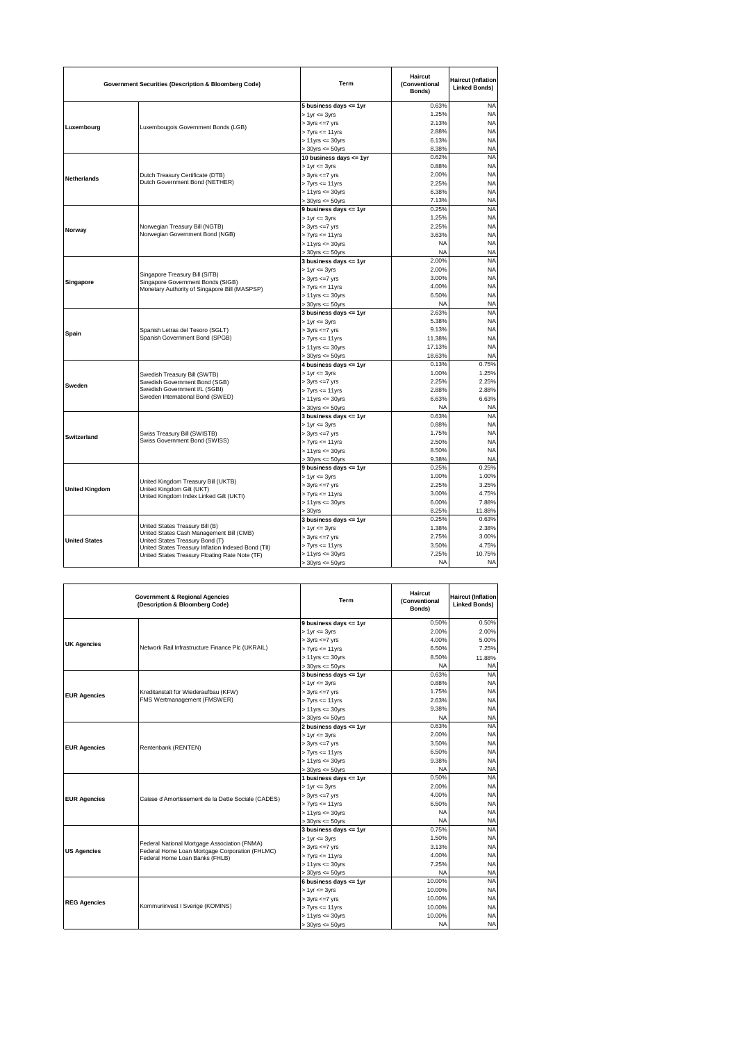| Government Securities (Description & Bloomberg Code) | | Term | Haircut (Conventional Bonds) | Haircut (Inflation Linked Bonds) |
|---|---|---|---|---|
| Luxembourg | Luxembougois Government Bonds (LGB) | 5 business days <= 1yr | 0.63% | NA |
| | | > 1yr <= 3yrs | 1.25% | NA |
| | | > 3yrs <=7 yrs | 2.13% | NA |
| | | > 7yrs <= 11yrs | 2.88% | NA |
| | | > 11yrs <= 30yrs | 6.13% | NA |
| | | > 30yrs <= 50yrs | 8.38% | NA |
| Netherlands | Dutch Treasury Certificate (DTB)<br>Dutch Government Bond (NETHER) | 10 business days <= 1yr | 0.62% | NA |
| | | > 1yr <= 3yrs | 0.88% | NA |
| | | > 3yrs <=7 yrs | 2.00% | NA |
| | | > 7yrs <= 11yrs | 2.25% | NA |
| | | > 11yrs <= 30yrs | 6.38% | NA |
| | | > 30yrs <= 50yrs | 7.13% | NA |
| Norway | Norwegian Treasury Bill (NGTB)<br>Norwegian Government Bond (NGB) | 9 business days <= 1yr | 0.25% | NA |
| | | > 1yr <= 3yrs | 1.25% | NA |
| | | > 3yrs <=7 yrs | 2.25% | NA |
| | | > 7yrs <= 11yrs | 3.63% | NA |
| | | > 11yrs <= 30yrs | NA | NA |
| | | > 30yrs <= 50yrs | NA | NA |
| Singapore | Singapore Treasury Bill (SITB)<br>Singapore Government Bonds (SIGB)<br>Monetary Authority of Singapore Bill (MASPSP) | 3 business days <= 1yr | 2.00% | NA |
| | | > 1yr <= 3yrs | 2.00% | NA |
| | | > 3yrs <=7 yrs | 3.00% | NA |
| | | > 7yrs <= 11yrs | 4.00% | NA |
| | | > 11yrs <= 30yrs | 6.50% | NA |
| | | > 30yrs <= 50yrs | NA | NA |
| Spain | Spanish Letras del Tesoro (SGLT)<br>Spanish Government Bond (SPGB) | 3 business days <= 1yr | 2.63% | NA |
| | | > 1yr <= 3yrs | 5.38% | NA |
| | | > 3yrs <=7 yrs | 9.13% | NA |
| | | > 7yrs <= 11yrs | 11.38% | NA |
| | | > 11yrs <= 30yrs | 17.13% | NA |
| | | > 30yrs <= 50yrs | 18.63% | NA |
| Sweden | Swedish Treasury Bill (SWTB)<br>Swedish Government Bond (SGB)<br>Swedish Government I/L (SGBI)<br>Sweden International Bond (SWED) | 4 business days <= 1yr | 0.13% | 0.75% |
| | | > 1yr <= 3yrs | 1.00% | 1.25% |
| | | > 3yrs <=7 yrs | 2.25% | 2.25% |
| | | > 7yrs <= 11yrs | 2.88% | 2.88% |
| | | > 11yrs <= 30yrs | 6.63% | 6.63% |
| | | > 30yrs <= 50yrs | NA | NA |
| Switzerland | Swiss Treasury Bill (SWISTB)<br>Swiss Government Bond (SWISS) | 3 business days <= 1yr | 0.63% | NA |
| | | > 1yr <= 3yrs | 0.88% | NA |
| | | > 3yrs <=7 yrs | 1.75% | NA |
| | | > 7yrs <= 11yrs | 2.50% | NA |
| | | > 11yrs <= 30yrs | 8.50% | NA |
| | | > 30yrs <= 50yrs | 9.38% | NA |
| United Kingdom | United Kingdom Treasury Bill (UKTB)<br>United Kingdom Gilt (UKT)<br>United Kingdom Index Linked Gilt (UKTI) | 9 business days <= 1yr | 0.25% | 0.25% |
| | | > 1yr <= 3yrs | 1.00% | 1.00% |
| | | > 3yrs <=7 yrs | 2.25% | 3.25% |
| | | > 7yrs <= 11yrs | 3.00% | 4.75% |
| | | > 11yrs <= 30yrs | 6.00% | 7.88% |
| | | > 30yrs | 8.25% | 11.88% |
| United States | United States Treasury Bill (B)<br>United States Cash Management Bill (CMB)<br>United States Treasury Bond (T)<br>United States Treasury Inflation Indexed Bond (TII)<br>United States Treasury Floating Rate Note (TF) | 3 business days <= 1yr | 0.25% | 0.63% |
| | | > 1yr <= 3yrs | 1.38% | 2.38% |
| | | > 3yrs <=7 yrs | 2.75% | 3.00% |
| | | > 7yrs <= 11yrs | 3.50% | 4.75% |
| | | > 11yrs <= 30yrs | 7.25% | 10.75% |
| | | > 30yrs <= 50yrs | NA | NA |

| Government & Regional Agencies (Description & Bloomberg Code) | | Term | Haircut (Conventional Bonds) | Haircut (Inflation Linked Bonds) |
|---|---|---|---|---|
| UK Agencies | Network Rail Infrastructure Finance Plc (UKRAIL) | 9 business days <= 1yr | 0.50% | 0.50% |
| | | > 1yr <= 3yrs | 2.00% | 2.00% |
| | | > 3yrs <=7 yrs | 4.00% | 5.00% |
| | | > 7yrs <= 11yrs | 6.50% | 7.25% |
| | | > 11yrs <= 30yrs | 8.50% | 11.88% |
| | | > 30yrs <= 50yrs | NA | NA |
| EUR Agencies | Kreditanstalt für Wiederaufbau (KFW)<br>FMS Wertmanagement (FMSWER) | 3 business days <= 1yr | 0.63% | NA |
| | | > 1yr <= 3yrs | 0.88% | NA |
| | | > 3yrs <=7 yrs | 1.75% | NA |
| | | > 7yrs <= 11yrs | 2.63% | NA |
| | | > 11yrs <= 30yrs | 9.38% | NA |
| | | > 30yrs <= 50yrs | NA | NA |
| EUR Agencies | Rentenbank (RENTEN) | 2 business days <= 1yr | 0.63% | NA |
| | | > 1yr <= 3yrs | 2.00% | NA |
| | | > 3yrs <=7 yrs | 3.50% | NA |
| | | > 7yrs <= 11yrs | 6.50% | NA |
| | | > 11yrs <= 30yrs | 9.38% | NA |
| | | > 30yrs <= 50yrs | NA | NA |
| EUR Agencies | Caisse d'Amortissement de la Dette Sociale (CADES) | 1 business days <= 1yr | 0.50% | NA |
| | | > 1yr <= 3yrs | 2.00% | NA |
| | | > 3yrs <=7 yrs | 4.00% | NA |
| | | > 7yrs <= 11yrs | 6.50% | NA |
| | | > 11yrs <= 30yrs | NA | NA |
| | | > 30yrs <= 50yrs | NA | NA |
| US Agencies | Federal National Mortgage Association (FNMA)<br>Federal Home Loan Mortgage Corporation (FHLMC)<br>Federal Home Loan Banks (FHLB) | 3 business days <= 1yr | 0.75% | NA |
| | | > 1yr <= 3yrs | 1.50% | NA |
| | | > 3yrs <=7 yrs | 3.13% | NA |
| | | > 7yrs <= 11yrs | 4.00% | NA |
| | | > 11yrs <= 30yrs | 7.25% | NA |
| | | > 30yrs <= 50yrs | NA | NA |
| REG Agencies | Kommuninvest I Sverige (KOMINS) | 6 business days <= 1yr | 10.00% | NA |
| | | > 1yr <= 3yrs | 10.00% | NA |
| | | > 3yrs <=7 yrs | 10.00% | NA |
| | | > 7yrs <= 11yrs | 10.00% | NA |
| | | > 11yrs <= 30yrs | 10.00% | NA |
| | | > 30yrs <= 50yrs | NA | NA |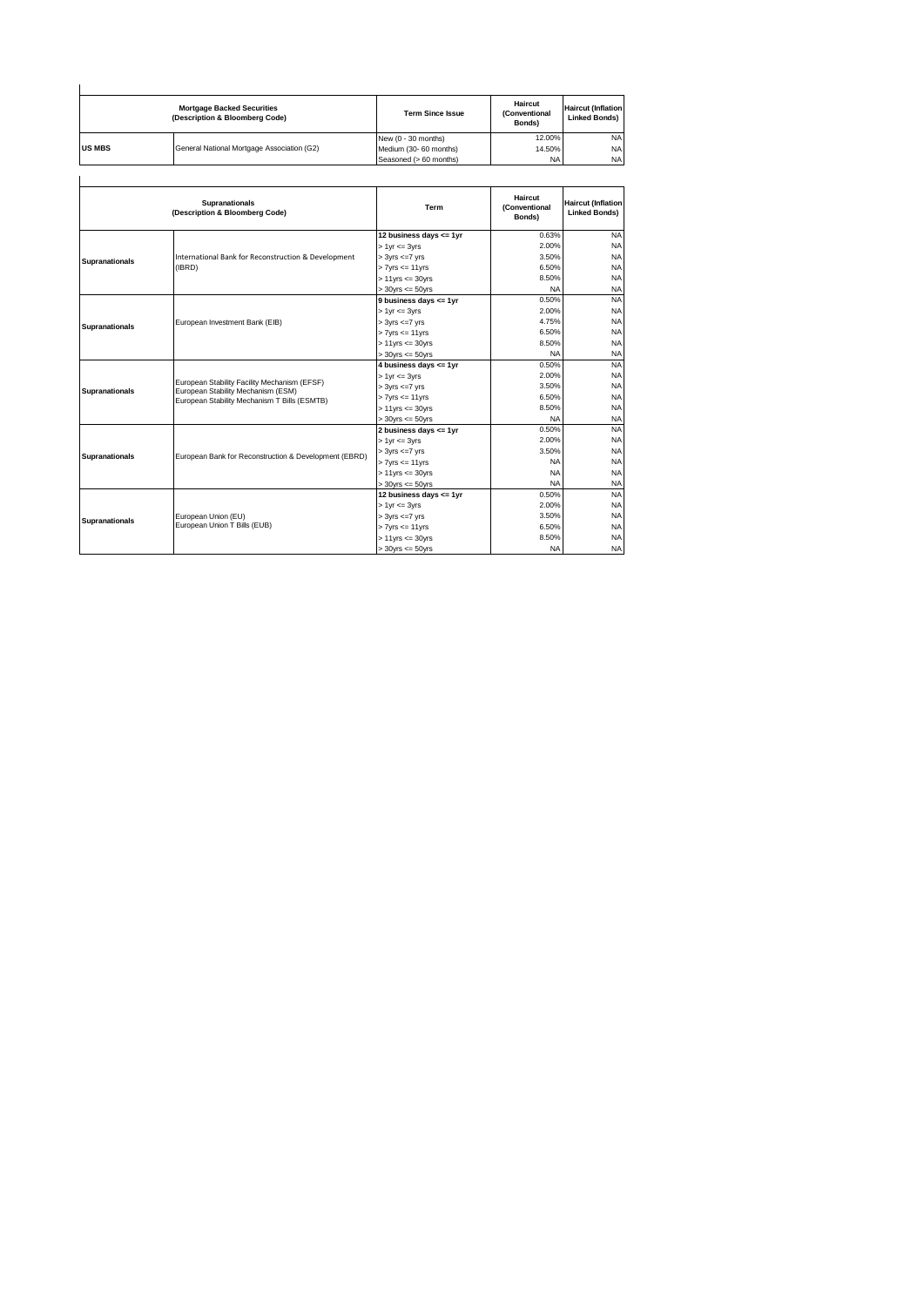| Mortgage Backed Securities (Description & Bloomberg Code) | | Term Since Issue | Haircut (Conventional Bonds) | Haircut (Inflation Linked Bonds) |
|---|---|---|---|---|
| US MBS | General National Mortgage Association (G2) | New (0 - 30 months) | 12.00% | NA |
| | | Medium (30- 60 months) | 14.50% | NA |
| | | Seasoned (> 60 months) | NA | NA |

| Supranationals (Description & Bloomberg Code) | | Term | Haircut (Conventional Bonds) | Haircut (Inflation Linked Bonds) |
|---|---|---|---|---|
| Supranationals | International Bank for Reconstruction & Development (IBRD) | 12 business days <= 1yr | 0.63% | NA |
| | | > 1yr <= 3yrs | 2.00% | NA |
| | | > 3yrs <=7 yrs | 3.50% | NA |
| | | > 7yrs <= 11yrs | 6.50% | NA |
| | | > 11yrs <= 30yrs | 8.50% | NA |
| | | > 30yrs <= 50yrs | NA | NA |
| Supranationals | European Investment Bank (EIB) | 9 business days <= 1yr | 0.50% | NA |
| | | > 1yr <= 3yrs | 2.00% | NA |
| | | > 3yrs <=7 yrs | 4.75% | NA |
| | | > 7yrs <= 11yrs | 6.50% | NA |
| | | > 11yrs <= 30yrs | 8.50% | NA |
| | | > 30yrs <= 50yrs | NA | NA |
| Supranationals | European Stability Facility Mechanism (EFSF)<br>European Stability Mechanism (ESM)<br>European Stability Mechanism T Bills (ESMTB) | 4 business days <= 1yr | 0.50% | NA |
| | | > 1yr <= 3yrs | 2.00% | NA |
| | | > 3yrs <=7 yrs | 3.50% | NA |
| | | > 7yrs <= 11yrs | 6.50% | NA |
| | | > 11yrs <= 30yrs | 8.50% | NA |
| | | > 30yrs <= 50yrs | NA | NA |
| Supranationals | European Bank for Reconstruction & Development (EBRD) | 2 business days <= 1yr | 0.50% | NA |
| | | > 1yr <= 3yrs | 2.00% | NA |
| | | > 3yrs <=7 yrs | 3.50% | NA |
| | | > 7yrs <= 11yrs | NA | NA |
| | | > 11yrs <= 30yrs | NA | NA |
| | | > 30yrs <= 50yrs | NA | NA |
| Supranationals | European Union (EU)<br>European Union T Bills (EUB) | 12 business days <= 1yr | 0.50% | NA |
| | | > 1yr <= 3yrs | 2.00% | NA |
| | | > 3yrs <=7 yrs | 3.50% | NA |
| | | > 7yrs <= 11yrs | 6.50% | NA |
| | | > 11yrs <= 30yrs | 8.50% | NA |
| | | > 30yrs <= 50yrs | NA | NA |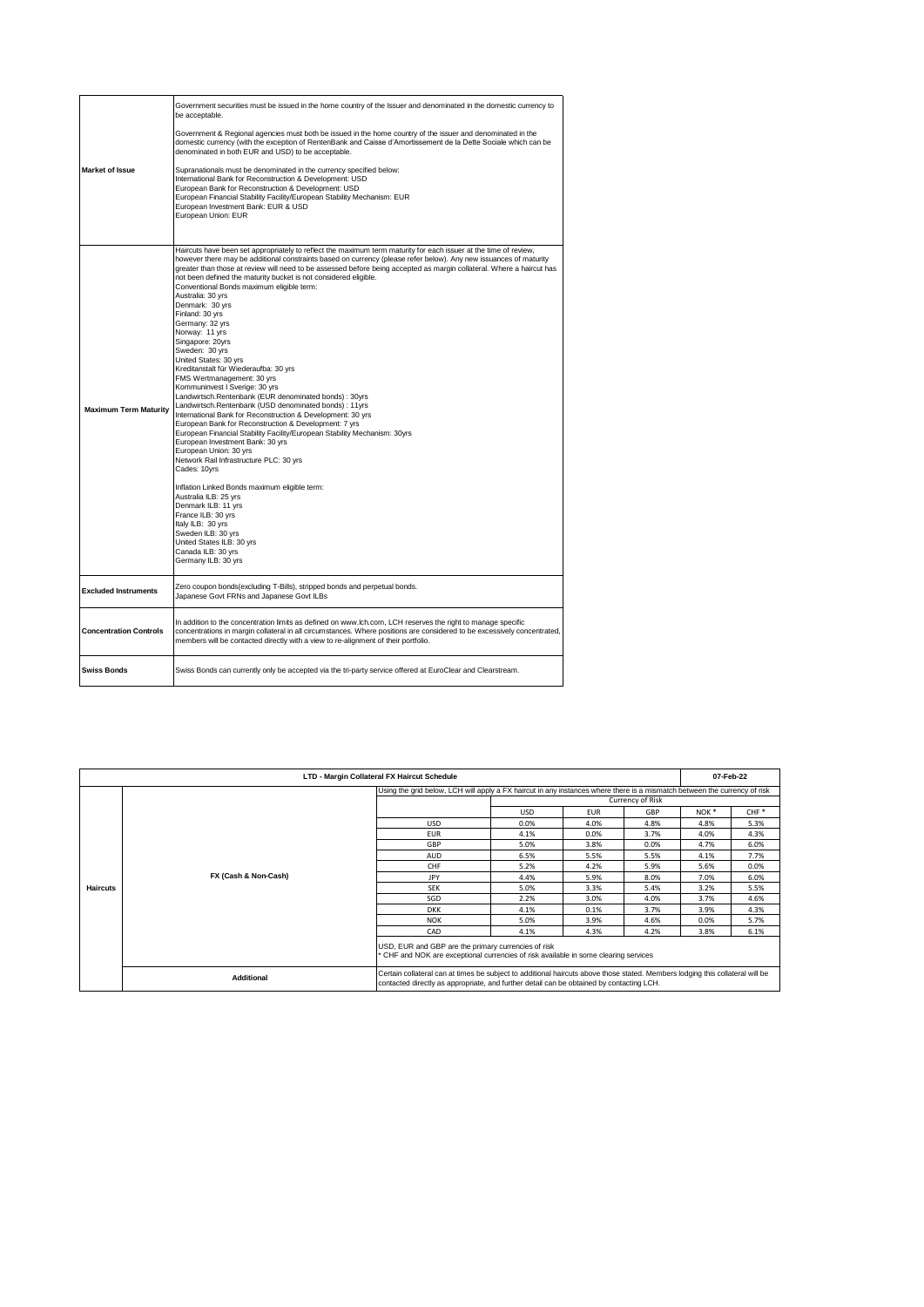| | |
|---|---|
| **Market of Issue** | Government securities must be issued in the home country of the Issuer and denominated in the domestic currency to be acceptable.<br><br>Government & Regional agencies must both be issued in the home country of the issuer and denominated in the domestic currency (with the exception of RentenBank and Caisse d'Amortissement de la Dette Sociale which can be denominated in both EUR and USD) to be acceptable.<br><br>Supranationals must be denominated in the currency specified below:<br>International Bank for Reconstruction & Development: USD<br>European Bank for Reconstruction & Development: USD<br>European Financial Stability Facility/European Stability Mechanism: EUR<br>European Investment Bank: EUR & USD<br>European Union: EUR |
| **Maximum Term Maturity** | Haircuts have been set appropriately to reflect the maximum term maturity for each issuer at the time of review, however there may be additional constraints based on currency (please refer below). Any new issuances of maturity greater than those at review will need to be assessed before being accepted as margin collateral. Where a haircut has not been defined the maturity bucket is not considered eligible.<br>Conventional Bonds maximum eligible term:<br>Australia: 30 yrs<br>Denmark: 30 yrs<br>Finland: 30 yrs<br>Germany: 32 yrs<br>Norway: 11 yrs<br>Singapore: 20yrs<br>Sweden: 30 yrs<br>United States: 30 yrs<br>Kreditanstalt für Wiederaufba: 30 yrs<br>FMS Wertmanagement: 30 yrs<br>Kommuninvest I Sverige: 30 yrs<br>Landwirtsch.Rentenbank (EUR denominated bonds) : 30yrs<br>Landwirtsch.Rentenbank (USD denominated bonds) : 11yrs<br>International Bank for Reconstruction & Development: 30 yrs<br>European Bank for Reconstruction & Development: 7 yrs<br>European Financial Stability Facility/European Stability Mechanism: 30yrs<br>European Investment Bank: 30 yrs<br>European Union: 30 yrs<br>Network Rail Infrastructure PLC: 30 yrs<br>Cades: 10yrs<br><br>Inflation Linked Bonds maximum eligible term:<br>Australia ILB: 25 yrs<br>Denmark ILB: 11 yrs<br>France ILB: 30 yrs<br>Italy ILB: 30 yrs<br>Sweden ILB: 30 yrs<br>United States ILB: 30 yrs<br>Canada ILB: 30 yrs<br>Germany ILB: 30 yrs |
| **Excluded Instruments** | Zero coupon bonds(excluding T-Bills), stripped bonds and perpetual bonds.<br>Japanese Govt FRNs and Japanese Govt ILBs |
| **Concentration Controls** | In addition to the concentration limits as defined on www.lch.com, LCH reserves the right to manage specific concentrations in margin collateral in all circumstances. Where positions are considered to be excessively concentrated, members will be contacted directly with a view to re-alignment of their portfolio. |
| **Swiss Bonds** | Swiss Bonds can currently only be accepted via the tri-party service offered at EuroClear and Clearstream. |

**LTD - Margin Collateral FX Haircut Schedule** — 07-Feb-22

| | | | | | | | |
|---|---|---|---|---|---|---|---|
| **Haircuts** | **FX (Cash & Non-Cash)** | Using the grid below, LCH will apply a FX haircut in any instances where there is a mismatch between the currency of risk | | | | | |
| | | | Currency of Risk | | | | |
| | | | USD | EUR | GBP | NOK * | CHF * |
| | | USD | 0.0% | 4.0% | 4.8% | 4.8% | 5.3% |
| | | EUR | 4.1% | 0.0% | 3.7% | 4.0% | 4.3% |
| | | GBP | 5.0% | 3.8% | 0.0% | 4.7% | 6.0% |
| | | AUD | 6.5% | 5.5% | 5.5% | 4.1% | 7.7% |
| | | CHF | 5.2% | 4.2% | 5.9% | 5.6% | 0.0% |
| | | JPY | 4.4% | 5.9% | 8.0% | 7.0% | 6.0% |
| | | SEK | 5.0% | 3.3% | 5.4% | 3.2% | 5.5% |
| | | SGD | 2.2% | 3.0% | 4.0% | 3.7% | 4.6% |
| | | DKK | 4.1% | 0.1% | 3.7% | 3.9% | 4.3% |
| | | NOK | 5.0% | 3.9% | 4.6% | 0.0% | 5.7% |
| | | CAD | 4.1% | 4.3% | 4.2% | 3.8% | 6.1% |
| | | USD, EUR and GBP are the primary currencies of risk<br>* CHF and NOK are exceptional currencies of risk available in some clearing services | | | | | |
| | **Additional** | Certain collateral can at times be subject to additional haircuts above those stated. Members lodging this collateral will be contacted directly as appropriate, and further detail can be obtained by contacting LCH. | | | | | |